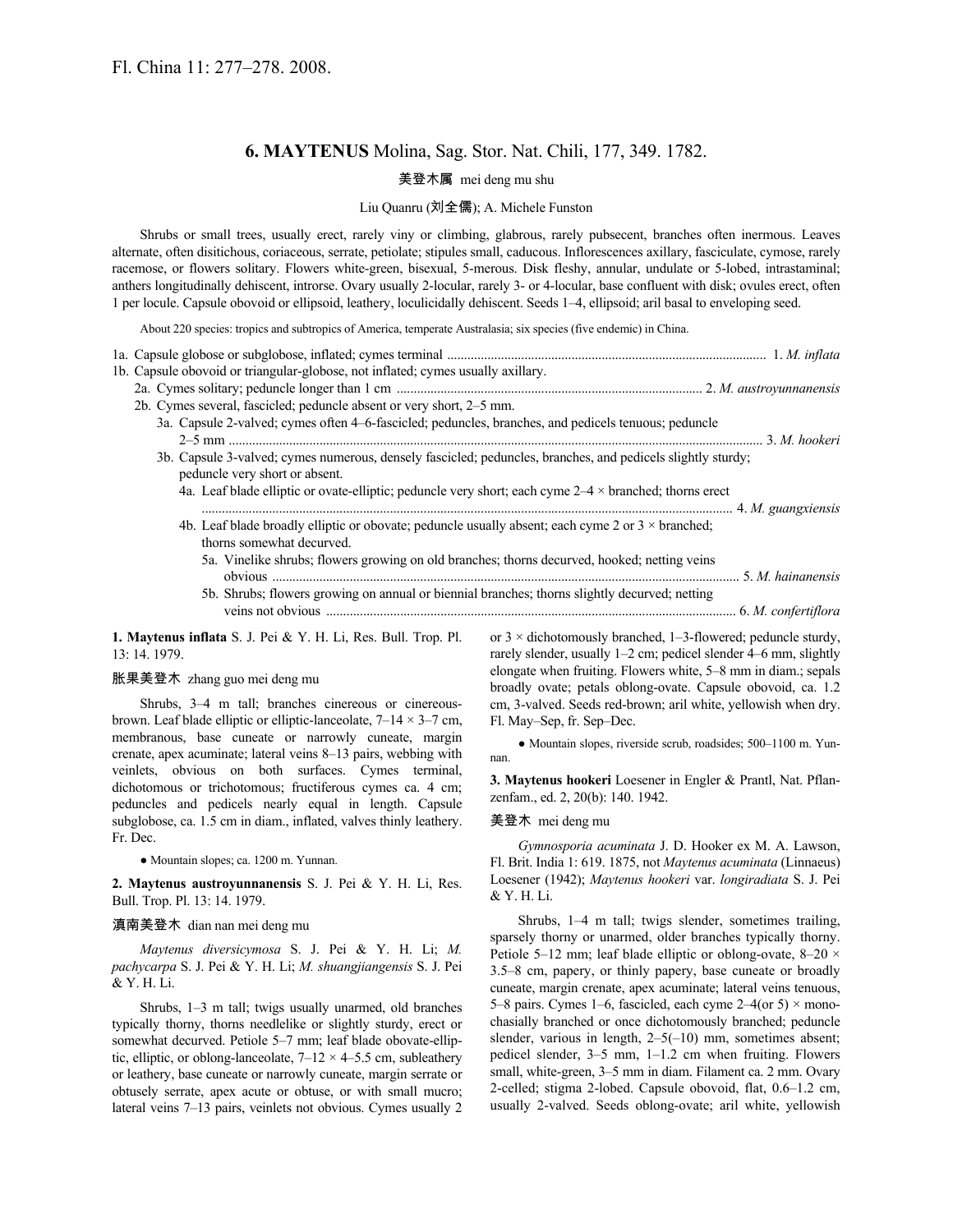Fl. China 11: 277–278. 2008.

# 6. MAYTENUS Molina, Sag. Stor. Nat. Chili, 177, 349. 1782.

美登木属 mei deng mu shu

Liu Quanru (刘全儒); A. Michele Funston

Shrubs or small trees, usually erect, rarely viny or climbing, glabrous, rarely pubsecent, branches often inermous. Leaves alternate, often disitichous, coriaceous, serrate, petiolate; stipules small, caducous. Inflorescences axillary, fasciculate, cymose, rarely racemose, or flowers solitary. Flowers white-green, bisexual, 5-merous. Disk fleshy, annular, undulate or 5-lobed, intrastaminal; anthers longitudinally dehiscent, introrse. Ovary usually 2-locular, rarely 3- or 4-locular, base confluent with disk; ovules erect, often 1 per locule. Capsule obovoid or ellipsoid, leathery, loculicidally dehiscent. Seeds 1–4, ellipsoid; aril basal to enveloping seed.

About 220 species: tropics and subtropics of America, temperate Australasia; six species (five endemic) in China.

1a. Capsule globose or subglobose, inflated; cymes terminal ..... 1. *M. inflata*
1b. Capsule obovoid or triangular-globose, not inflated; cymes usually axillary.
  2a. Cymes solitary; peduncle longer than 1 cm ..... 2. *M. austroyunnanensis*
  2b. Cymes several, fascicled; peduncle absent or very short, 2–5 mm.
    3a. Capsule 2-valved; cymes often 4–6-fascicled; peduncles, branches, and pedicels tenuous; peduncle 2–5 mm ..... 3. *M. hookeri*
    3b. Capsule 3-valved; cymes numerous, densely fascicled; peduncles, branches, and pedicels slightly sturdy; peduncle very short or absent.
      4a. Leaf blade elliptic or ovate-elliptic; peduncle very short; each cyme 2–4 × branched; thorns erect ..... 4. *M. guangxiensis*
      4b. Leaf blade broadly elliptic or obovate; peduncle usually absent; each cyme 2 or 3 × branched; thorns somewhat decurved.
        5a. Vinelike shrubs; flowers growing on old branches; thorns decurved, hooked; netting veins obvious ..... 5. *M. hainanensis*
        5b. Shrubs; flowers growing on annual or biennial branches; thorns slightly decurved; netting veins not obvious ..... 6. *M. confertiflora*

**1. Maytenus inflata** S. J. Pei & Y. H. Li, Res. Bull. Trop. Pl. 13: 14. 1979.

胀果美登木 zhang guo mei deng mu

Shrubs, 3–4 m tall; branches cinereous or cinereous-brown. Leaf blade elliptic or elliptic-lanceolate, 7–14 × 3–7 cm, membranous, base cuneate or narrowly cuneate, margin crenate, apex acuminate; lateral veins 8–13 pairs, webbing with veinlets, obvious on both surfaces. Cymes terminal, dichotomous or trichotomous; fructiferous cymes ca. 4 cm; peduncles and pedicels nearly equal in length. Capsule subglobose, ca. 1.5 cm in diam., inflated, valves thinly leathery. Fr. Dec.

● Mountain slopes; ca. 1200 m. Yunnan.

**2. Maytenus austroyunnanensis** S. J. Pei & Y. H. Li, Res. Bull. Trop. Pl. 13: 14. 1979.

滇南美登木 dian nan mei deng mu

*Maytenus diversicymosa* S. J. Pei & Y. H. Li; *M. pachycarpa* S. J. Pei & Y. H. Li; *M. shuangjiangensis* S. J. Pei & Y. H. Li.

Shrubs, 1–3 m tall; twigs usually unarmed, old branches typically thorny, thorns needlelike or slightly sturdy, erect or somewhat decurved. Petiole 5–7 mm; leaf blade obovate-elliptic, elliptic, or oblong-lanceolate, 7–12 × 4–5.5 cm, subleathery or leathery, base cuneate or narrowly cuneate, margin serrate or obtusely serrate, apex acute or obtuse, or with small mucro; lateral veins 7–13 pairs, veinlets not obvious. Cymes usually 2 or 3 × dichotomously branched, 1–3-flowered; peduncle sturdy, rarely slender, usually 1–2 cm; pedicel slender 4–6 mm, slightly elongate when fruiting. Flowers white, 5–8 mm in diam.; sepals broadly ovate; petals oblong-ovate. Capsule obovoid, ca. 1.2 cm, 3-valved. Seeds red-brown; aril white, yellowish when dry. Fl. May–Sep, fr. Sep–Dec.

● Mountain slopes, riverside scrub, roadsides; 500–1100 m. Yunnan.

**3. Maytenus hookeri** Loesener in Engler & Prantl, Nat. Pflanzenfam., ed. 2, 20(b): 140. 1942.

美登木 mei deng mu

*Gymnosporia acuminata* J. D. Hooker ex M. A. Lawson, Fl. Brit. India 1: 619. 1875, not *Maytenus acuminata* (Linnaeus) Loesener (1942); *Maytenus hookeri* var. *longiradiata* S. J. Pei & Y. H. Li.

Shrubs, 1–4 m tall; twigs slender, sometimes trailing, sparsely thorny or unarmed, older branches typically thorny. Petiole 5–12 mm; leaf blade elliptic or oblong-ovate, 8–20 × 3.5–8 cm, papery, or thinly papery, base cuneate or broadly cuneate, margin crenate, apex acuminate; lateral veins tenuous, 5–8 pairs. Cymes 1–6, fascicled, each cyme 2–4(or 5) × monochasially branched or once dichotomously branched; peduncle slender, various in length, 2–5(–10) mm, sometimes absent; pedicel slender, 3–5 mm, 1–1.2 cm when fruiting. Flowers small, white-green, 3–5 mm in diam. Filament ca. 2 mm. Ovary 2-celled; stigma 2-lobed. Capsule obovoid, flat, 0.6–1.2 cm, usually 2-valved. Seeds oblong-ovate; aril white, yellowish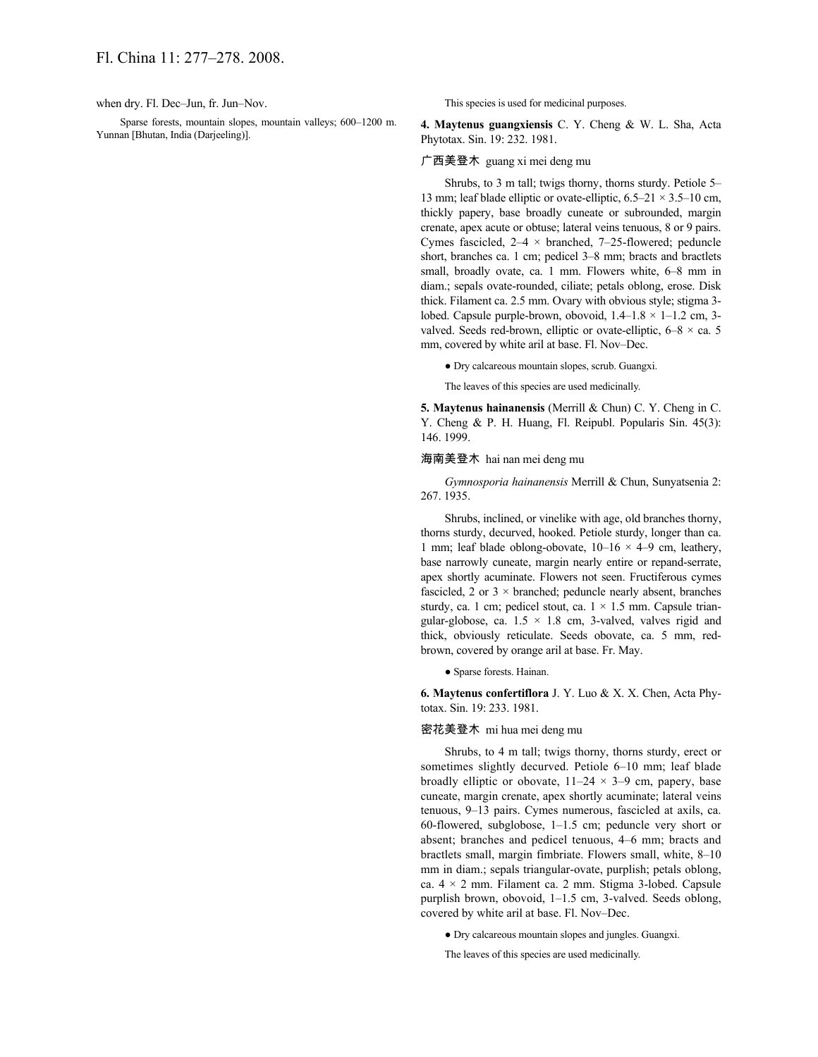when dry. Fl. Dec–Jun, fr. Jun–Nov.

Sparse forests, mountain slopes, mountain valleys; 600–1200 m. Yunnan [Bhutan, India (Darjeeling)].

This species is used for medicinal purposes.

**4. Maytenus guangxiensis** C. Y. Cheng & W. L. Sha, Acta Phytotax. Sin. 19: 232. 1981.

广西美登木 guang xi mei deng mu

Shrubs, to 3 m tall; twigs thorny, thorns sturdy. Petiole 5–13 mm; leaf blade elliptic or ovate-elliptic, 6.5–21 × 3.5–10 cm, thickly papery, base broadly cuneate or subrounded, margin crenate, apex acute or obtuse; lateral veins tenuous, 8 or 9 pairs. Cymes fascicled, 2–4 × branched, 7–25-flowered; peduncle short, branches ca. 1 cm; pedicel 3–8 mm; bracts and bractlets small, broadly ovate, ca. 1 mm. Flowers white, 6–8 mm in diam.; sepals ovate-rounded, ciliate; petals oblong, erose. Disk thick. Filament ca. 2.5 mm. Ovary with obvious style; stigma 3-lobed. Capsule purple-brown, obovoid, 1.4–1.8 × 1–1.2 cm, 3-valved. Seeds red-brown, elliptic or ovate-elliptic, 6–8 × ca. 5 mm, covered by white aril at base. Fl. Nov–Dec.

● Dry calcareous mountain slopes, scrub. Guangxi.

The leaves of this species are used medicinally.

**5. Maytenus hainanensis** (Merrill & Chun) C. Y. Cheng in C. Y. Cheng & P. H. Huang, Fl. Reipubl. Popularis Sin. 45(3): 146. 1999.

海南美登木 hai nan mei deng mu

*Gymnosporia hainanensis* Merrill & Chun, Sunyatsenia 2: 267. 1935.

Shrubs, inclined, or vinelike with age, old branches thorny, thorns sturdy, decurved, hooked. Petiole sturdy, longer than ca. 1 mm; leaf blade oblong-obovate, 10–16 × 4–9 cm, leathery, base narrowly cuneate, margin nearly entire or repand-serrate, apex shortly acuminate. Flowers not seen. Fructiferous cymes fascicled, 2 or 3 × branched; peduncle nearly absent, branches sturdy, ca. 1 cm; pedicel stout, ca. 1 × 1.5 mm. Capsule triangular-globose, ca. 1.5 × 1.8 cm, 3-valved, valves rigid and thick, obviously reticulate. Seeds obovate, ca. 5 mm, red-brown, covered by orange aril at base. Fr. May.

● Sparse forests. Hainan.

**6. Maytenus confertiflora** J. Y. Luo & X. X. Chen, Acta Phytotax. Sin. 19: 233. 1981.

密花美登木 mi hua mei deng mu

Shrubs, to 4 m tall; twigs thorny, thorns sturdy, erect or sometimes slightly decurved. Petiole 6–10 mm; leaf blade broadly elliptic or obovate, 11–24 × 3–9 cm, papery, base cuneate, margin crenate, apex shortly acuminate; lateral veins tenuous, 9–13 pairs. Cymes numerous, fascicled at axils, ca. 60-flowered, subglobose, 1–1.5 cm; peduncle very short or absent; branches and pedicel tenuous, 4–6 mm; bracts and bractlets small, margin fimbriate. Flowers small, white, 8–10 mm in diam.; sepals triangular-ovate, purplish; petals oblong, ca. 4 × 2 mm. Filament ca. 2 mm. Stigma 3-lobed. Capsule purplish brown, obovoid, 1–1.5 cm, 3-valved. Seeds oblong, covered by white aril at base. Fl. Nov–Dec.

● Dry calcareous mountain slopes and jungles. Guangxi.

The leaves of this species are used medicinally.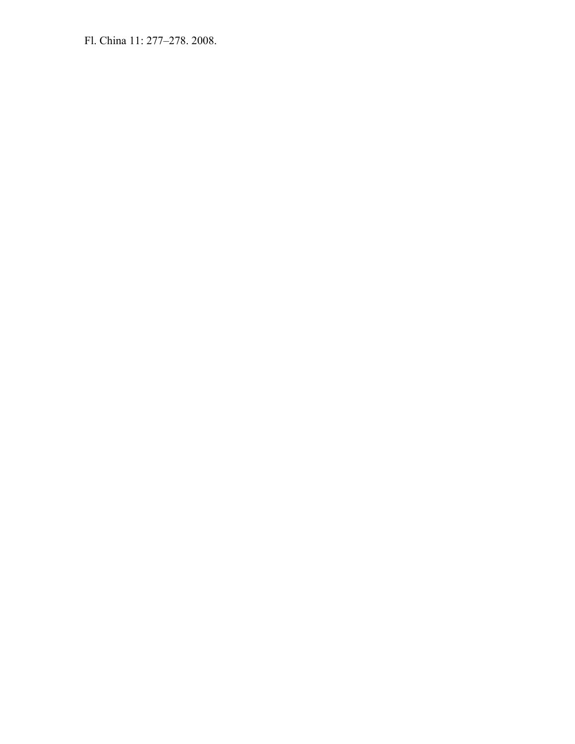Fl. China 11: 277–278. 2008.